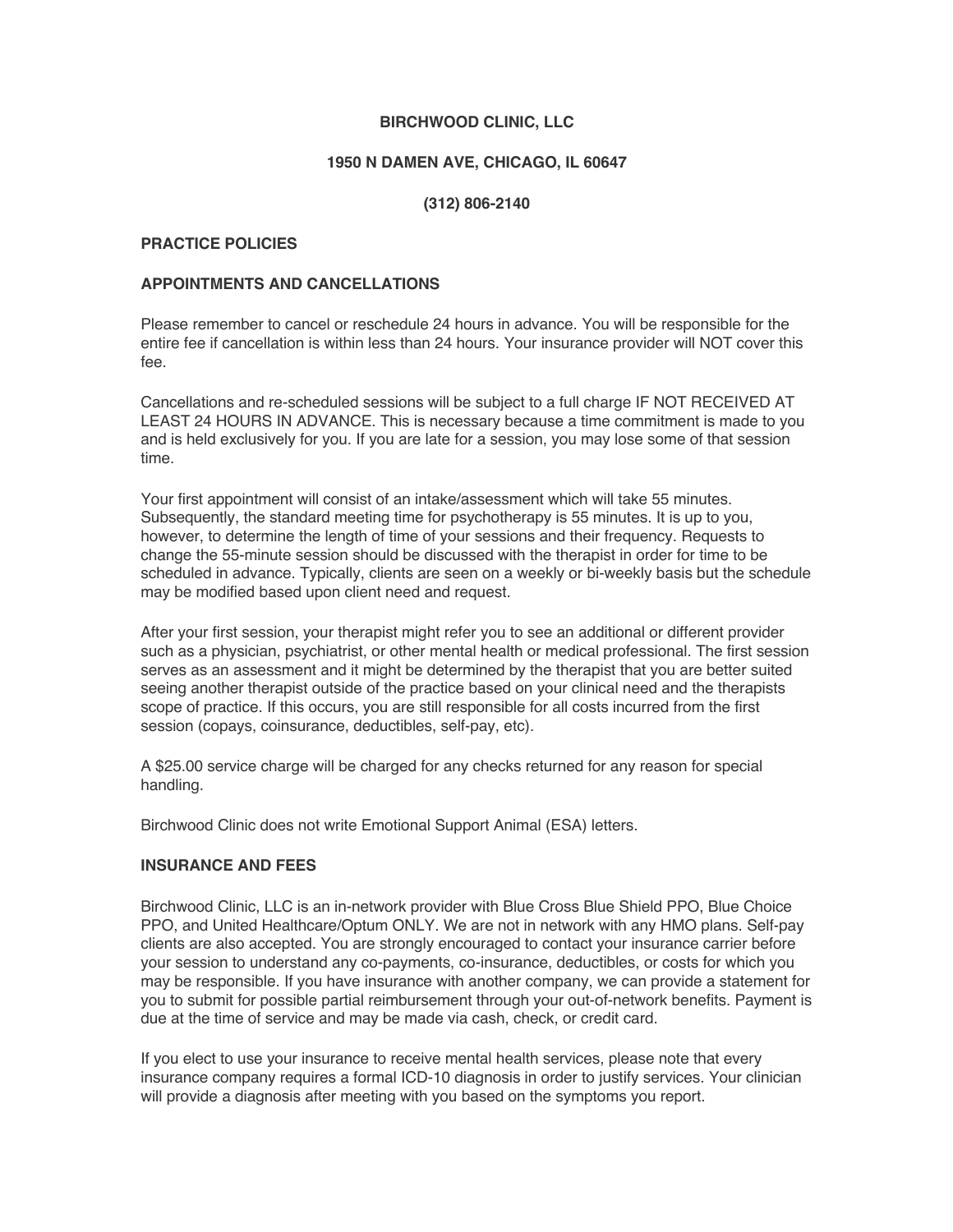**BIRCHWOOD CLINIC, LLC**

**1950 N DAMEN AVE, CHICAGO, IL 60647**

**(312) 806-2140**

## PRACTICE POLICIES

### APPOINTMENTS AND CANCELLATIONS

Please remember to cancel or reschedule 24 hours in advance. You will be responsible for the entire fee if cancellation is within less than 24 hours. Your insurance provider will NOT cover this fee.

Cancellations and re-scheduled sessions will be subject to a full charge IF NOT RECEIVED AT LEAST 24 HOURS IN ADVANCE. This is necessary because a time commitment is made to you and is held exclusively for you. If you are late for a session, you may lose some of that session time.

Your first appointment will consist of an intake/assessment which will take 55 minutes. Subsequently, the standard meeting time for psychotherapy is 55 minutes. It is up to you, however, to determine the length of time of your sessions and their frequency. Requests to change the 55-minute session should be discussed with the therapist in order for time to be scheduled in advance. Typically, clients are seen on a weekly or bi-weekly basis but the schedule may be modified based upon client need and request.

After your first session, your therapist might refer you to see an additional or different provider such as a physician, psychiatrist, or other mental health or medical professional. The first session serves as an assessment and it might be determined by the therapist that you are better suited seeing another therapist outside of the practice based on your clinical need and the therapists scope of practice. If this occurs, you are still responsible for all costs incurred from the first session (copays, coinsurance, deductibles, self-pay, etc).

A $25.00 service charge will be charged for any checks returned for any reason for special handling.

Birchwood Clinic does not write Emotional Support Animal (ESA) letters.

### INSURANCE AND FEES

Birchwood Clinic, LLC is an in-network provider with Blue Cross Blue Shield PPO, Blue Choice PPO, and United Healthcare/Optum ONLY. We are not in network with any HMO plans. Self-pay clients are also accepted. You are strongly encouraged to contact your insurance carrier before your session to understand any co-payments, co-insurance, deductibles, or costs for which you may be responsible. If you have insurance with another company, we can provide a statement for you to submit for possible partial reimbursement through your out-of-network benefits. Payment is due at the time of service and may be made via cash, check, or credit card.

If you elect to use your insurance to receive mental health services, please note that every insurance company requires a formal ICD-10 diagnosis in order to justify services. Your clinician will provide a diagnosis after meeting with you based on the symptoms you report.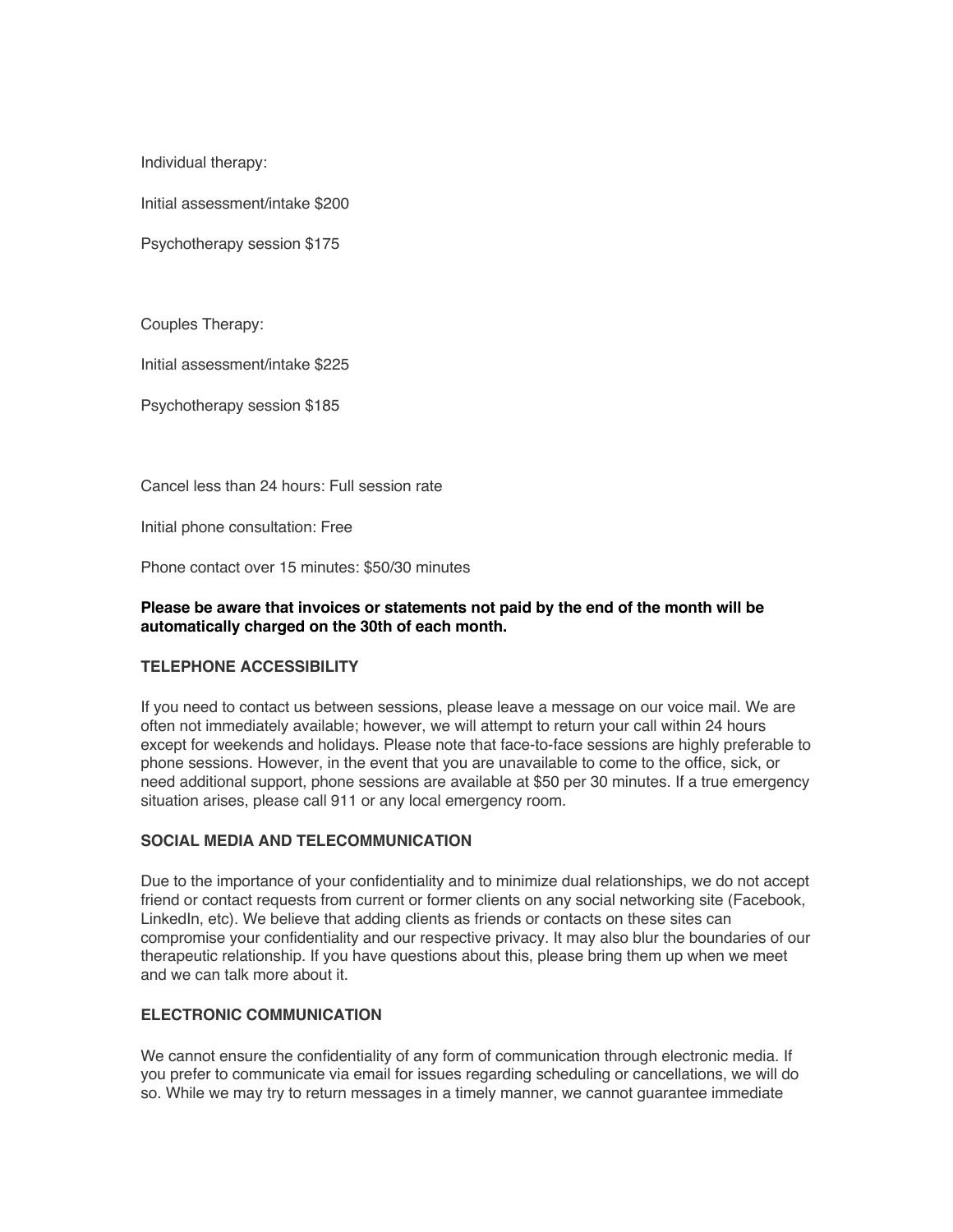Individual therapy:

Initial assessment/intake $200

Psychotherapy session $175

Couples Therapy:

Initial assessment/intake $225

Psychotherapy session $185

Cancel less than 24 hours: Full session rate

Initial phone consultation: Free

Phone contact over 15 minutes: $50/30 minutes

**Please be aware that invoices or statements not paid by the end of the month will be automatically charged on the 30th of each month.**

### TELEPHONE ACCESSIBILITY

If you need to contact us between sessions, please leave a message on our voice mail. We are often not immediately available; however, we will attempt to return your call within 24 hours except for weekends and holidays. Please note that face-to-face sessions are highly preferable to phone sessions. However, in the event that you are unavailable to come to the office, sick, or need additional support, phone sessions are available at $50 per 30 minutes. If a true emergency situation arises, please call 911 or any local emergency room.

### SOCIAL MEDIA AND TELECOMMUNICATION

Due to the importance of your confidentiality and to minimize dual relationships, we do not accept friend or contact requests from current or former clients on any social networking site (Facebook, LinkedIn, etc). We believe that adding clients as friends or contacts on these sites can compromise your confidentiality and our respective privacy. It may also blur the boundaries of our therapeutic relationship. If you have questions about this, please bring them up when we meet and we can talk more about it.

### ELECTRONIC COMMUNICATION

We cannot ensure the confidentiality of any form of communication through electronic media. If you prefer to communicate via email for issues regarding scheduling or cancellations, we will do so. While we may try to return messages in a timely manner, we cannot guarantee immediate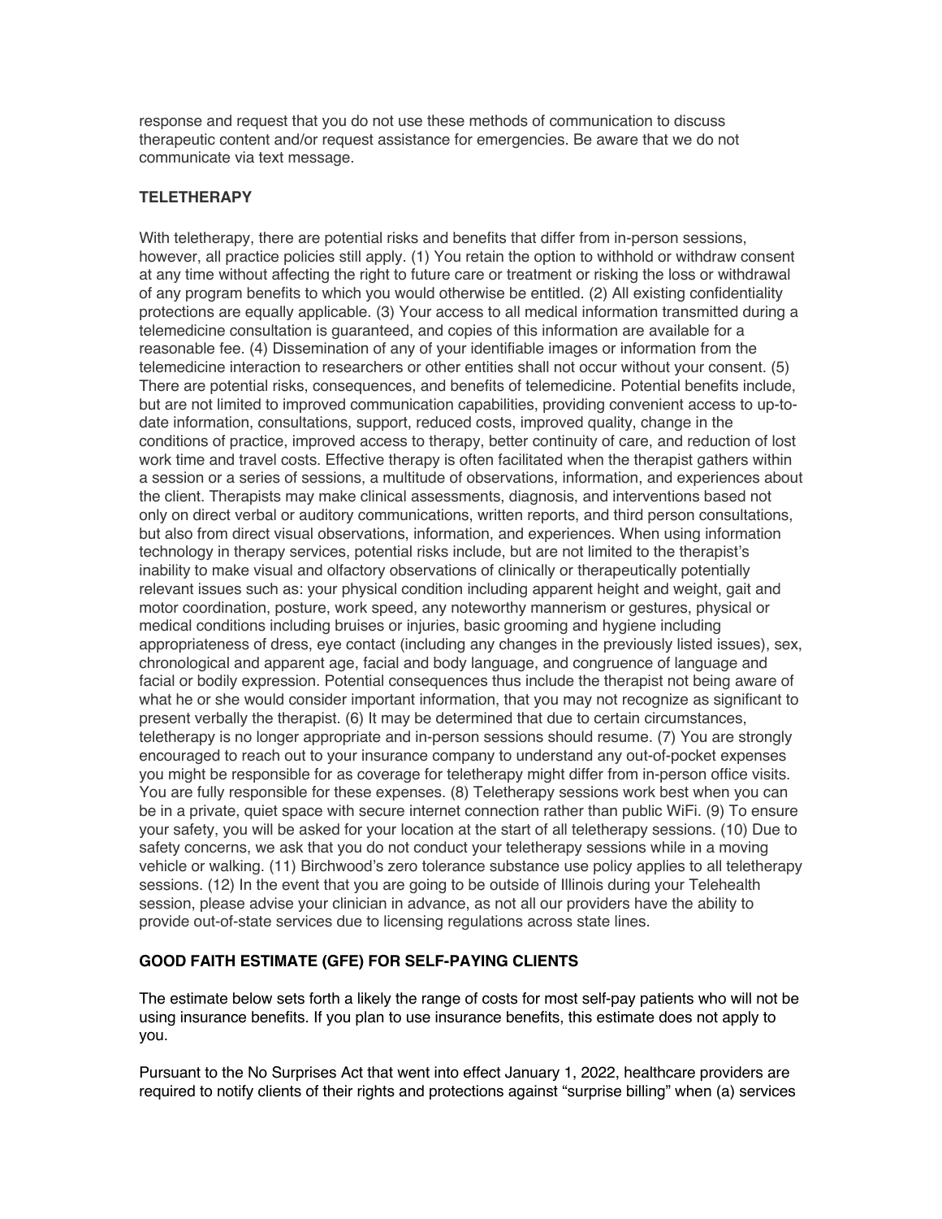response and request that you do not use these methods of communication to discuss therapeutic content and/or request assistance for emergencies. Be aware that we do not communicate via text message.

**TELETHERAPY**

With teletherapy, there are potential risks and benefits that differ from in-person sessions, however, all practice policies still apply. (1) You retain the option to withhold or withdraw consent at any time without affecting the right to future care or treatment or risking the loss or withdrawal of any program benefits to which you would otherwise be entitled. (2) All existing confidentiality protections are equally applicable. (3) Your access to all medical information transmitted during a telemedicine consultation is guaranteed, and copies of this information are available for a reasonable fee. (4) Dissemination of any of your identifiable images or information from the telemedicine interaction to researchers or other entities shall not occur without your consent. (5) There are potential risks, consequences, and benefits of telemedicine. Potential benefits include, but are not limited to improved communication capabilities, providing convenient access to up-to-date information, consultations, support, reduced costs, improved quality, change in the conditions of practice, improved access to therapy, better continuity of care, and reduction of lost work time and travel costs. Effective therapy is often facilitated when the therapist gathers within a session or a series of sessions, a multitude of observations, information, and experiences about the client. Therapists may make clinical assessments, diagnosis, and interventions based not only on direct verbal or auditory communications, written reports, and third person consultations, but also from direct visual observations, information, and experiences. When using information technology in therapy services, potential risks include, but are not limited to the therapist's inability to make visual and olfactory observations of clinically or therapeutically potentially relevant issues such as: your physical condition including apparent height and weight, gait and motor coordination, posture, work speed, any noteworthy mannerism or gestures, physical or medical conditions including bruises or injuries, basic grooming and hygiene including appropriateness of dress, eye contact (including any changes in the previously listed issues), sex, chronological and apparent age, facial and body language, and congruence of language and facial or bodily expression. Potential consequences thus include the therapist not being aware of what he or she would consider important information, that you may not recognize as significant to present verbally the therapist. (6) It may be determined that due to certain circumstances, teletherapy is no longer appropriate and in-person sessions should resume. (7) You are strongly encouraged to reach out to your insurance company to understand any out-of-pocket expenses you might be responsible for as coverage for teletherapy might differ from in-person office visits. You are fully responsible for these expenses. (8) Teletherapy sessions work best when you can be in a private, quiet space with secure internet connection rather than public WiFi. (9) To ensure your safety, you will be asked for your location at the start of all teletherapy sessions. (10) Due to safety concerns, we ask that you do not conduct your teletherapy sessions while in a moving vehicle or walking. (11) Birchwood's zero tolerance substance use policy applies to all teletherapy sessions. (12) In the event that you are going to be outside of Illinois during your Telehealth session, please advise your clinician in advance, as not all our providers have the ability to provide out-of-state services due to licensing regulations across state lines.

**GOOD FAITH ESTIMATE (GFE) FOR SELF-PAYING CLIENTS**

The estimate below sets forth a likely the range of costs for most self-pay patients who will not be using insurance benefits. If you plan to use insurance benefits, this estimate does not apply to you.

Pursuant to the No Surprises Act that went into effect January 1, 2022, healthcare providers are required to notify clients of their rights and protections against "surprise billing" when (a) services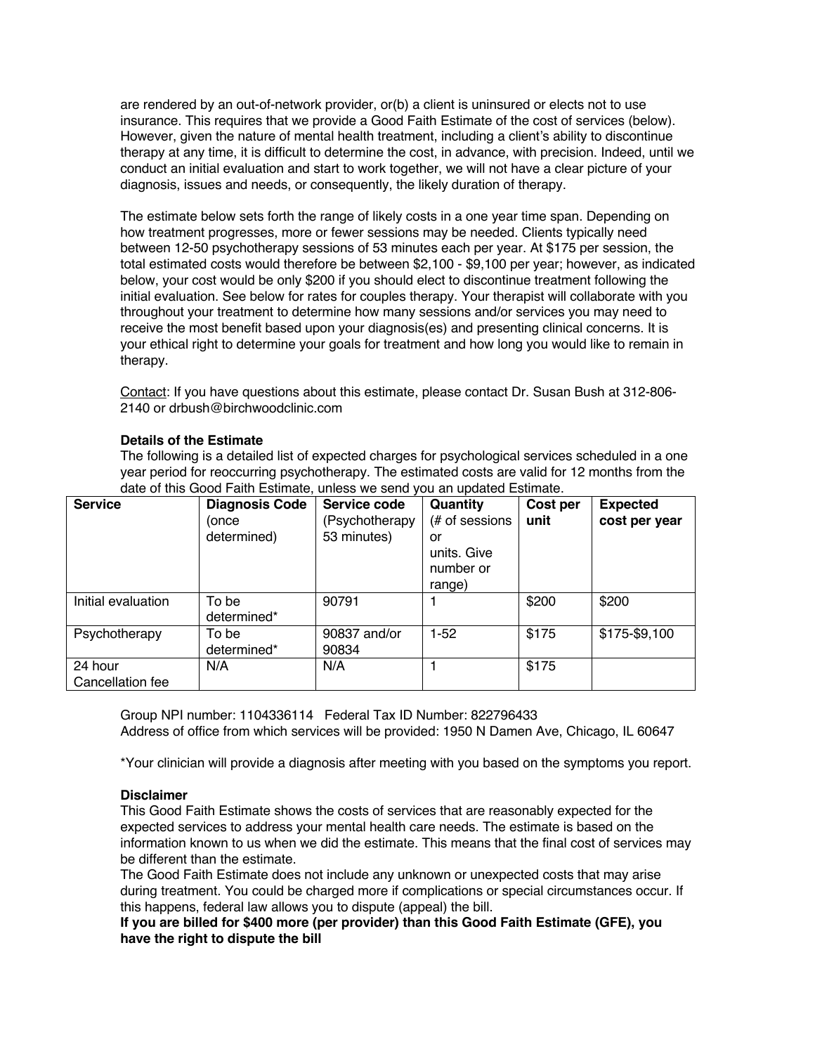are rendered by an out-of-network provider, or(b) a client is uninsured or elects not to use insurance. This requires that we provide a Good Faith Estimate of the cost of services (below). However, given the nature of mental health treatment, including a client's ability to discontinue therapy at any time, it is difficult to determine the cost, in advance, with precision. Indeed, until we conduct an initial evaluation and start to work together, we will not have a clear picture of your diagnosis, issues and needs, or consequently, the likely duration of therapy.

The estimate below sets forth the range of likely costs in a one year time span. Depending on how treatment progresses, more or fewer sessions may be needed. Clients typically need between 12-50 psychotherapy sessions of 53 minutes each per year. At $175 per session, the total estimated costs would therefore be between $2,100 - $9,100 per year; however, as indicated below, your cost would be only $200 if you should elect to discontinue treatment following the initial evaluation. See below for rates for couples therapy. Your therapist will collaborate with you throughout your treatment to determine how many sessions and/or services you may need to receive the most benefit based upon your diagnosis(es) and presenting clinical concerns. It is your ethical right to determine your goals for treatment and how long you would like to remain in therapy.

Contact: If you have questions about this estimate, please contact Dr. Susan Bush at 312-806-2140 or drbush@birchwoodclinic.com

**Details of the Estimate**

The following is a detailed list of expected charges for psychological services scheduled in a one year period for reoccurring psychotherapy. The estimated costs are valid for 12 months from the date of this Good Faith Estimate, unless we send you an updated Estimate.

| **Service** | **Diagnosis Code** (once determined) | **Service code** (Psychotherapy 53 minutes) | **Quantity** (# of sessions or units. Give number or range) | **Cost per unit** | **Expected cost per year** |
|---|---|---|---|---|---|
| Initial evaluation | To be determined* | 90791 | 1 | $200 | $200 |
| Psychotherapy | To be determined* | 90837 and/or 90834 | 1-52 | $175 | $175-$9,100 |
| 24 hour Cancellation fee | N/A | N/A | 1 | $175 | |

Group NPI number: 1104336114 Federal Tax ID Number: 822796433
Address of office from which services will be provided: 1950 N Damen Ave, Chicago, IL 60647

*Your clinician will provide a diagnosis after meeting with you based on the symptoms you report.

**Disclaimer**

This Good Faith Estimate shows the costs of services that are reasonably expected for the expected services to address your mental health care needs. The estimate is based on the information known to us when we did the estimate. This means that the final cost of services may be different than the estimate.

The Good Faith Estimate does not include any unknown or unexpected costs that may arise during treatment. You could be charged more if complications or special circumstances occur. If this happens, federal law allows you to dispute (appeal) the bill.

**If you are billed for $400 more (per provider) than this Good Faith Estimate (GFE), you have the right to dispute the bill**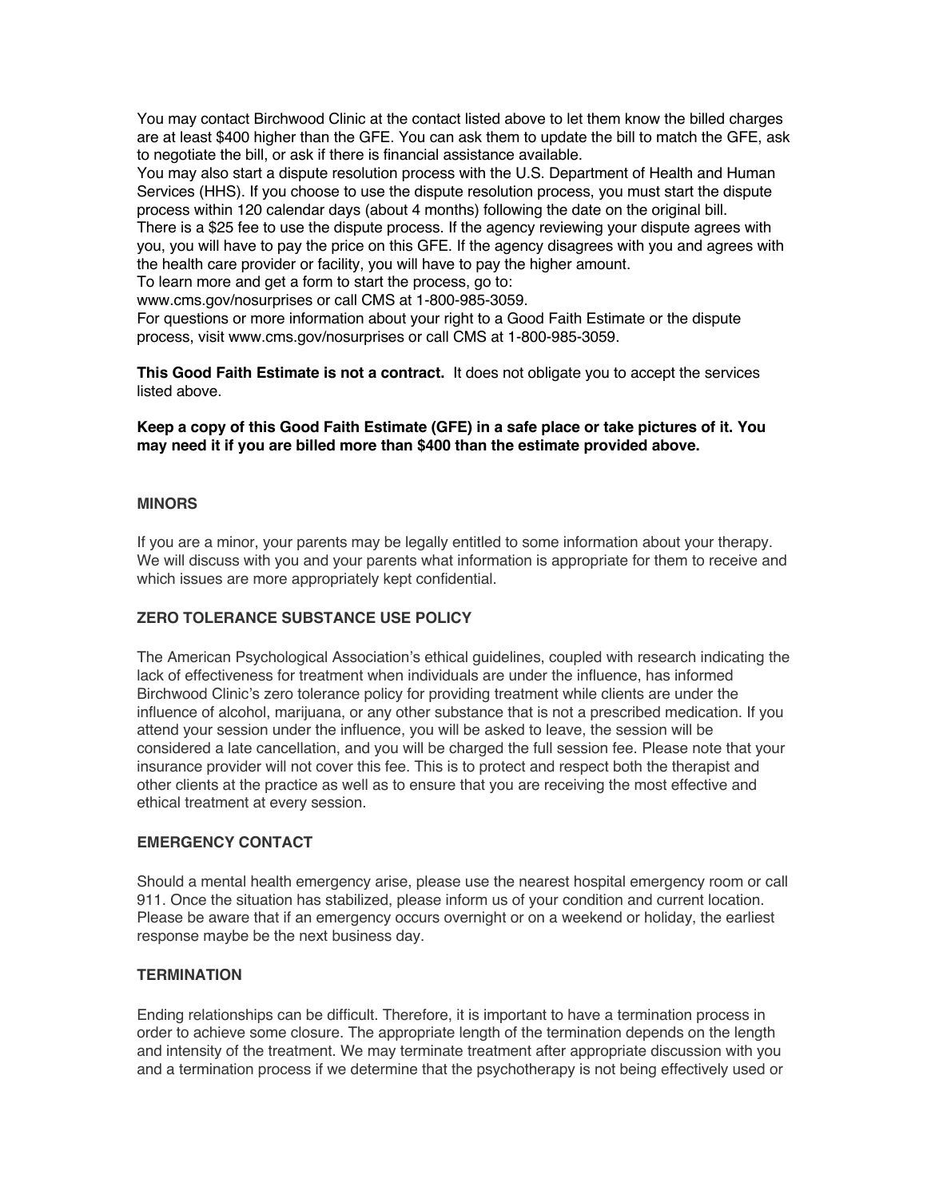You may contact Birchwood Clinic at the contact listed above to let them know the billed charges are at least $400 higher than the GFE. You can ask them to update the bill to match the GFE, ask to negotiate the bill, or ask if there is financial assistance available.
You may also start a dispute resolution process with the U.S. Department of Health and Human Services (HHS). If you choose to use the dispute resolution process, you must start the dispute process within 120 calendar days (about 4 months) following the date on the original bill.
There is a $25 fee to use the dispute process. If the agency reviewing your dispute agrees with you, you will have to pay the price on this GFE. If the agency disagrees with you and agrees with the health care provider or facility, you will have to pay the higher amount.
To learn more and get a form to start the process, go to:
www.cms.gov/nosurprises or call CMS at 1-800-985-3059.
For questions or more information about your right to a Good Faith Estimate or the dispute process, visit www.cms.gov/nosurprises or call CMS at 1-800-985-3059.

**This Good Faith Estimate is not a contract.** It does not obligate you to accept the services listed above.

**Keep a copy of this Good Faith Estimate (GFE) in a safe place or take pictures of it. You may need it if you are billed more than $400 than the estimate provided above.**

### MINORS

If you are a minor, your parents may be legally entitled to some information about your therapy. We will discuss with you and your parents what information is appropriate for them to receive and which issues are more appropriately kept confidential.

### ZERO TOLERANCE SUBSTANCE USE POLICY

The American Psychological Association's ethical guidelines, coupled with research indicating the lack of effectiveness for treatment when individuals are under the influence, has informed Birchwood Clinic's zero tolerance policy for providing treatment while clients are under the influence of alcohol, marijuana, or any other substance that is not a prescribed medication. If you attend your session under the influence, you will be asked to leave, the session will be considered a late cancellation, and you will be charged the full session fee. Please note that your insurance provider will not cover this fee. This is to protect and respect both the therapist and other clients at the practice as well as to ensure that you are receiving the most effective and ethical treatment at every session.

### EMERGENCY CONTACT

Should a mental health emergency arise, please use the nearest hospital emergency room or call 911. Once the situation has stabilized, please inform us of your condition and current location. Please be aware that if an emergency occurs overnight or on a weekend or holiday, the earliest response maybe be the next business day.

### TERMINATION

Ending relationships can be difficult. Therefore, it is important to have a termination process in order to achieve some closure. The appropriate length of the termination depends on the length and intensity of the treatment. We may terminate treatment after appropriate discussion with you and a termination process if we determine that the psychotherapy is not being effectively used or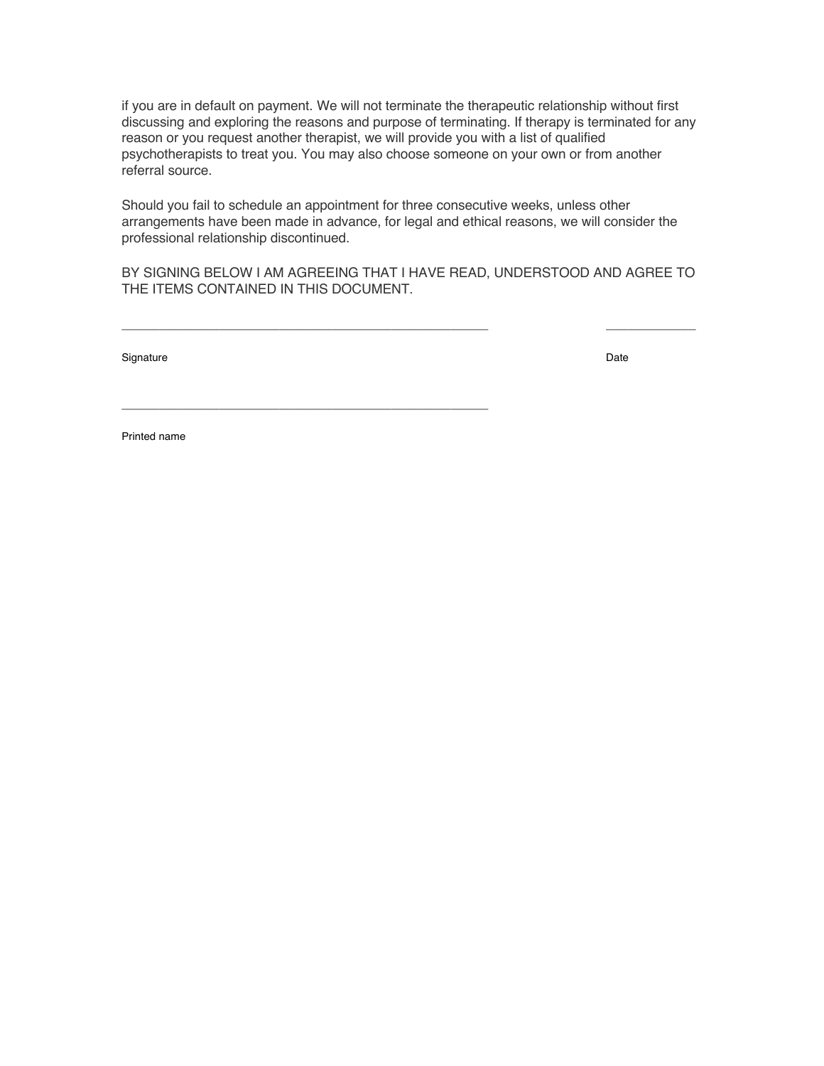if you are in default on payment. We will not terminate the therapeutic relationship without first discussing and exploring the reasons and purpose of terminating. If therapy is terminated for any reason or you request another therapist, we will provide you with a list of qualified psychotherapists to treat you. You may also choose someone on your own or from another referral source.

Should you fail to schedule an appointment for three consecutive weeks, unless other arrangements have been made in advance, for legal and ethical reasons, we will consider the professional relationship discontinued.

BY SIGNING BELOW I AM AGREEING THAT I HAVE READ, UNDERSTOOD AND AGREE TO THE ITEMS CONTAINED IN THIS DOCUMENT.

\_\_\_\_\_\_\_\_\_\_\_\_\_\_\_\_\_\_\_\_\_\_\_\_\_\_\_\_\_\_\_\_\_\_\_\_\_\_\_\_\_\_\_\_ \_\_\_\_\_\_\_\_\_\_\_\_

Signature Date

\_\_\_\_\_\_\_\_\_\_\_\_\_\_\_\_\_\_\_\_\_\_\_\_\_\_\_\_\_\_\_\_\_\_\_\_\_\_\_\_\_\_\_\_

Printed name